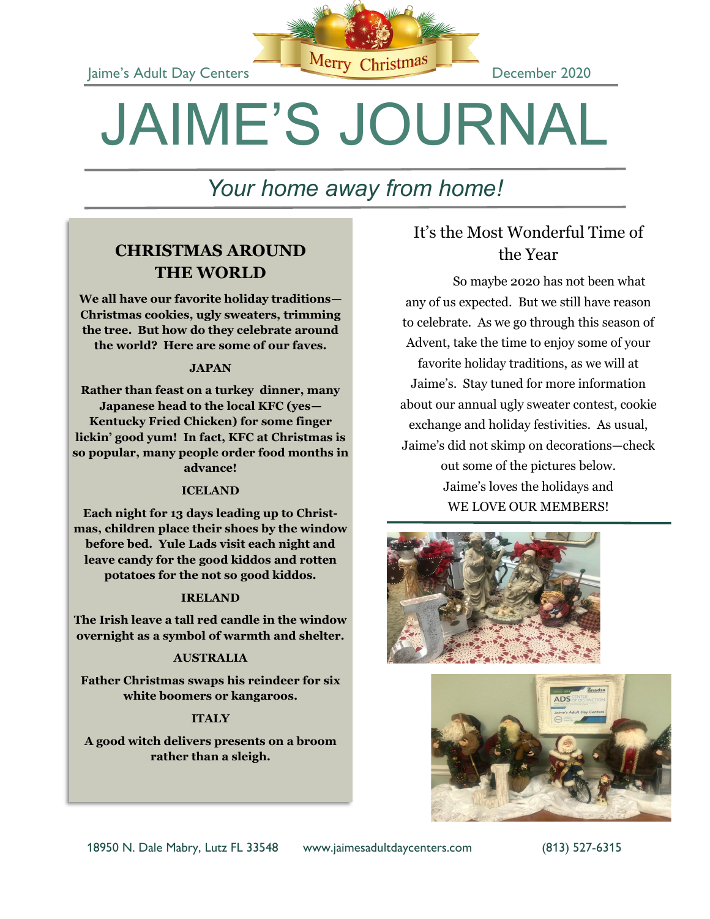Jaime's Adult Day Centers — Merry Christmas — December 2020

# JAIME'S JOURNAL

*Your home away from home!*

## CHRISTMAS AROUND THE WORLD

**We all have our favorite holiday traditions—Christmas cookies, ugly sweaters, trimming the tree. But how do they celebrate around the world? Here are some of our faves.**

**JAPAN**

**Rather than feast on a turkey dinner, many Japanese head to the local KFC (yes—Kentucky Fried Chicken) for some finger lickin' good yum! In fact, KFC at Christmas is so popular, many people order food months in advance!**

**ICELAND**

**Each night for 13 days leading up to Christmas, children place their shoes by the window before bed. Yule Lads visit each night and leave candy for the good kiddos and rotten potatoes for the not so good kiddos.**

**IRELAND**

**The Irish leave a tall red candle in the window overnight as a symbol of warmth and shelter.**

**AUSTRALIA**

**Father Christmas swaps his reindeer for six white boomers or kangaroos.**

**ITALY**

**A good witch delivers presents on a broom rather than a sleigh.**

## It's the Most Wonderful Time of the Year

So maybe 2020 has not been what any of us expected. But we still have reason to celebrate. As we go through this season of Advent, take the time to enjoy some of your favorite holiday traditions, as we will at Jaime's. Stay tuned for more information about our annual ugly sweater contest, cookie exchange and holiday festivities. As usual, Jaime's did not skimp on decorations—check out some of the pictures below.

Jaime's loves the holidays and

WE LOVE OUR MEMBERS!

18950 N. Dale Mabry, Lutz FL 33548 www.jaimesadultdaycenters.com (813) 527-6315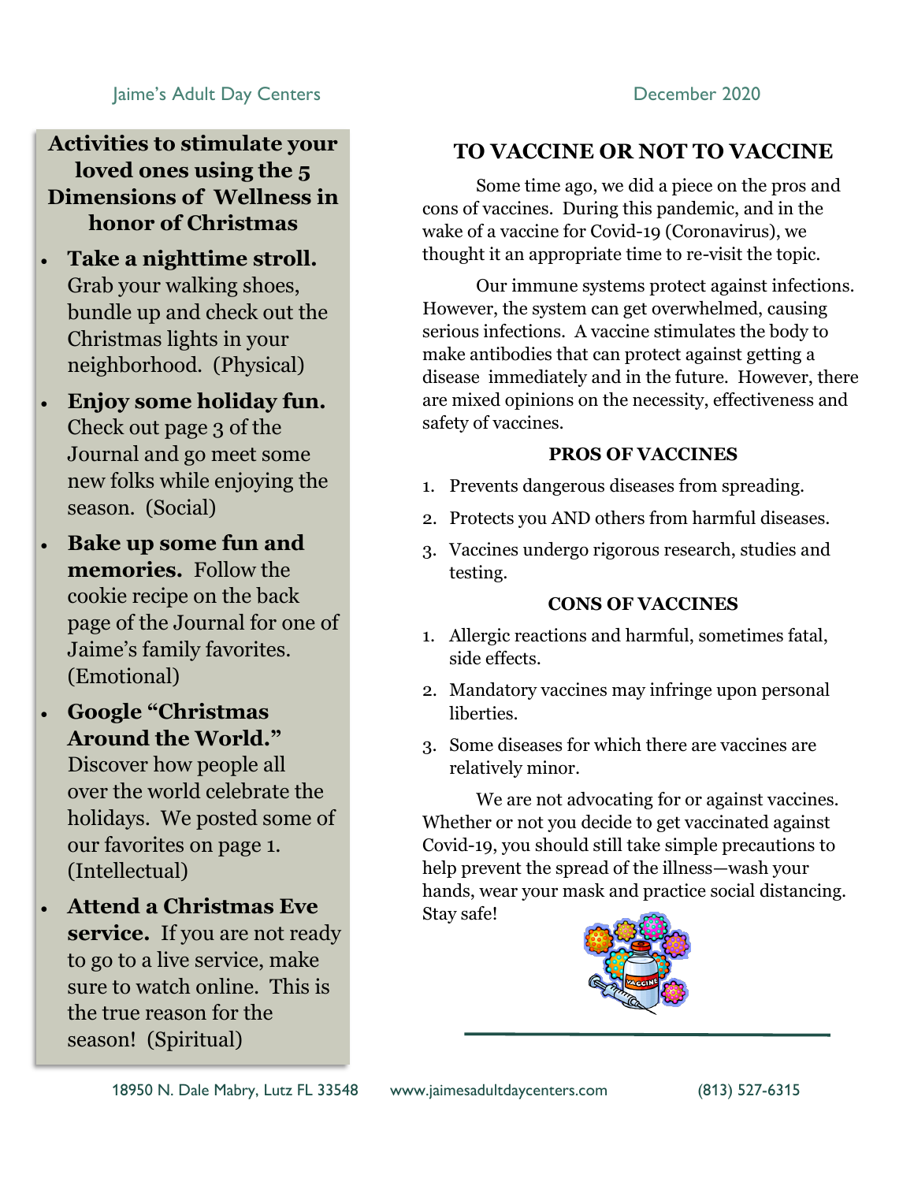## Activities to stimulate your loved ones using the 5 Dimensions of Wellness in honor of Christmas

- **Take a nighttime stroll.** Grab your walking shoes, bundle up and check out the Christmas lights in your neighborhood. (Physical)
- **Enjoy some holiday fun.** Check out page 3 of the Journal and go meet some new folks while enjoying the season. (Social)
- **Bake up some fun and memories.** Follow the cookie recipe on the back page of the Journal for one of Jaime's family favorites. (Emotional)
- **Google "Christmas Around the World."** Discover how people all over the world celebrate the holidays. We posted some of our favorites on page 1. (Intellectual)
- **Attend a Christmas Eve service.** If you are not ready to go to a live service, make sure to watch online. This is the true reason for the season! (Spiritual)

## TO VACCINE OR NOT TO VACCINE

Some time ago, we did a piece on the pros and cons of vaccines. During this pandemic, and in the wake of a vaccine for Covid-19 (Coronavirus), we thought it an appropriate time to re-visit the topic.

Our immune systems protect against infections. However, the system can get overwhelmed, causing serious infections. A vaccine stimulates the body to make antibodies that can protect against getting a disease immediately and in the future. However, there are mixed opinions on the necessity, effectiveness and safety of vaccines.

### PROS OF VACCINES

1. Prevents dangerous diseases from spreading.
2. Protects you AND others from harmful diseases.
3. Vaccines undergo rigorous research, studies and testing.

### CONS OF VACCINES

1. Allergic reactions and harmful, sometimes fatal, side effects.
2. Mandatory vaccines may infringe upon personal liberties.
3. Some diseases for which there are vaccines are relatively minor.

We are not advocating for or against vaccines. Whether or not you decide to get vaccinated against Covid-19, you should still take simple precautions to help prevent the spread of the illness—wash your hands, wear your mask and practice social distancing. Stay safe!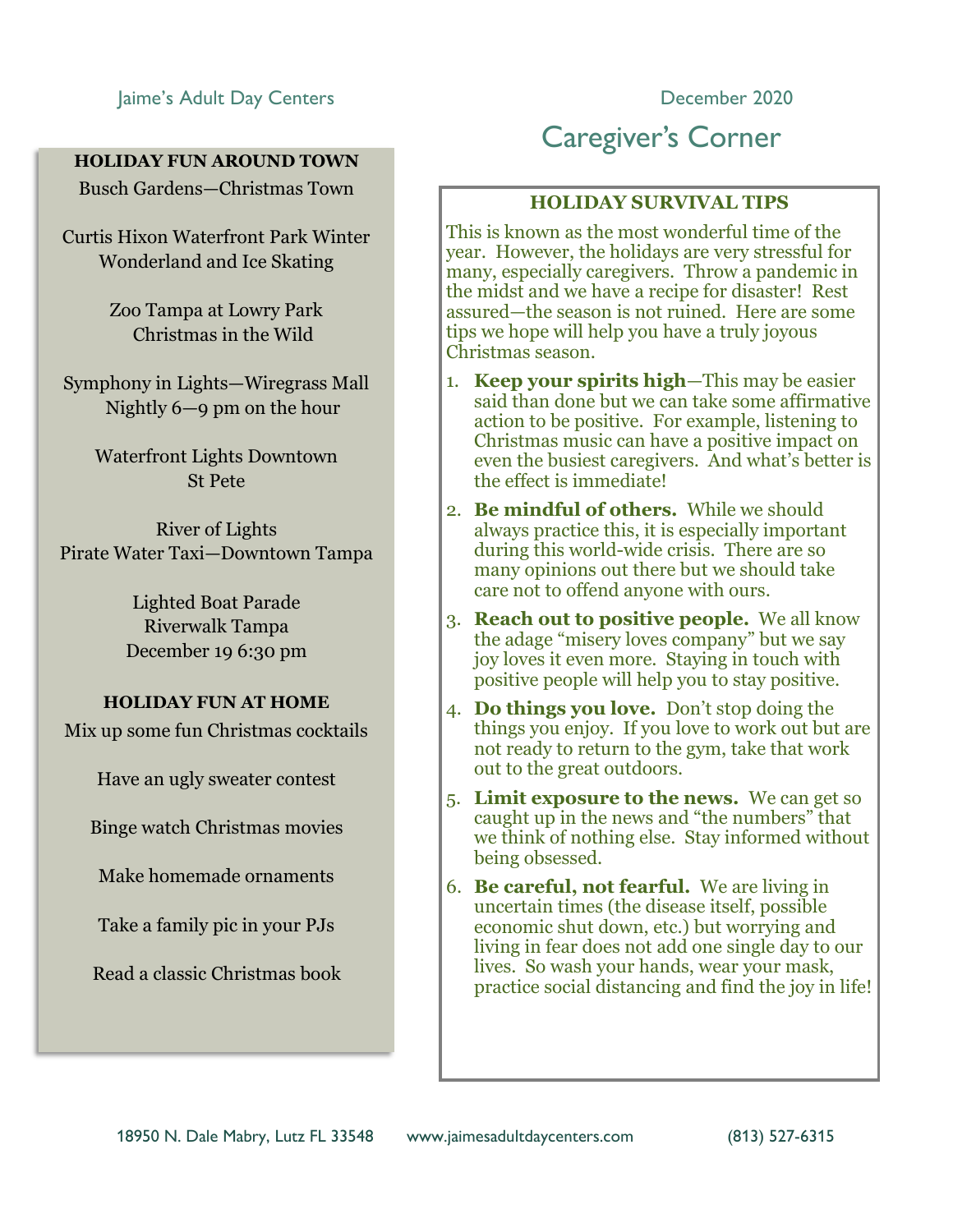Jaime's Adult Day Centers

December 2020

# Caregiver's Corner

**HOLIDAY FUN AROUND TOWN**

Busch Gardens—Christmas Town

Curtis Hixon Waterfront Park Winter Wonderland and Ice Skating

Zoo Tampa at Lowry Park Christmas in the Wild

Symphony in Lights—Wiregrass Mall Nightly 6—9 pm on the hour

Waterfront Lights Downtown St Pete

River of Lights Pirate Water Taxi—Downtown Tampa

Lighted Boat Parade Riverwalk Tampa December 19 6:30 pm

**HOLIDAY FUN AT HOME**

Mix up some fun Christmas cocktails

Have an ugly sweater contest

Binge watch Christmas movies

Make homemade ornaments

Take a family pic in your PJs

Read a classic Christmas book

## HOLIDAY SURVIVAL TIPS

This is known as the most wonderful time of the year. However, the holidays are very stressful for many, especially caregivers. Throw a pandemic in the midst and we have a recipe for disaster! Rest assured—the season is not ruined. Here are some tips we hope will help you have a truly joyous Christmas season.

1. **Keep your spirits high**—This may be easier said than done but we can take some affirmative action to be positive. For example, listening to Christmas music can have a positive impact on even the busiest caregivers. And what's better is the effect is immediate!
2. **Be mindful of others.** While we should always practice this, it is especially important during this world-wide crisis. There are so many opinions out there but we should take care not to offend anyone with ours.
3. **Reach out to positive people.** We all know the adage "misery loves company" but we say joy loves it even more. Staying in touch with positive people will help you to stay positive.
4. **Do things you love.** Don't stop doing the things you enjoy. If you love to work out but are not ready to return to the gym, take that work out to the great outdoors.
5. **Limit exposure to the news.** We can get so caught up in the news and "the numbers" that we think of nothing else. Stay informed without being obsessed.
6. **Be careful, not fearful.** We are living in uncertain times (the disease itself, possible economic shut down, etc.) but worrying and living in fear does not add one single day to our lives. So wash your hands, wear your mask, practice social distancing and find the joy in life!

18950 N. Dale Mabry, Lutz FL 33548 www.jaimesadultdaycenters.com (813) 527-6315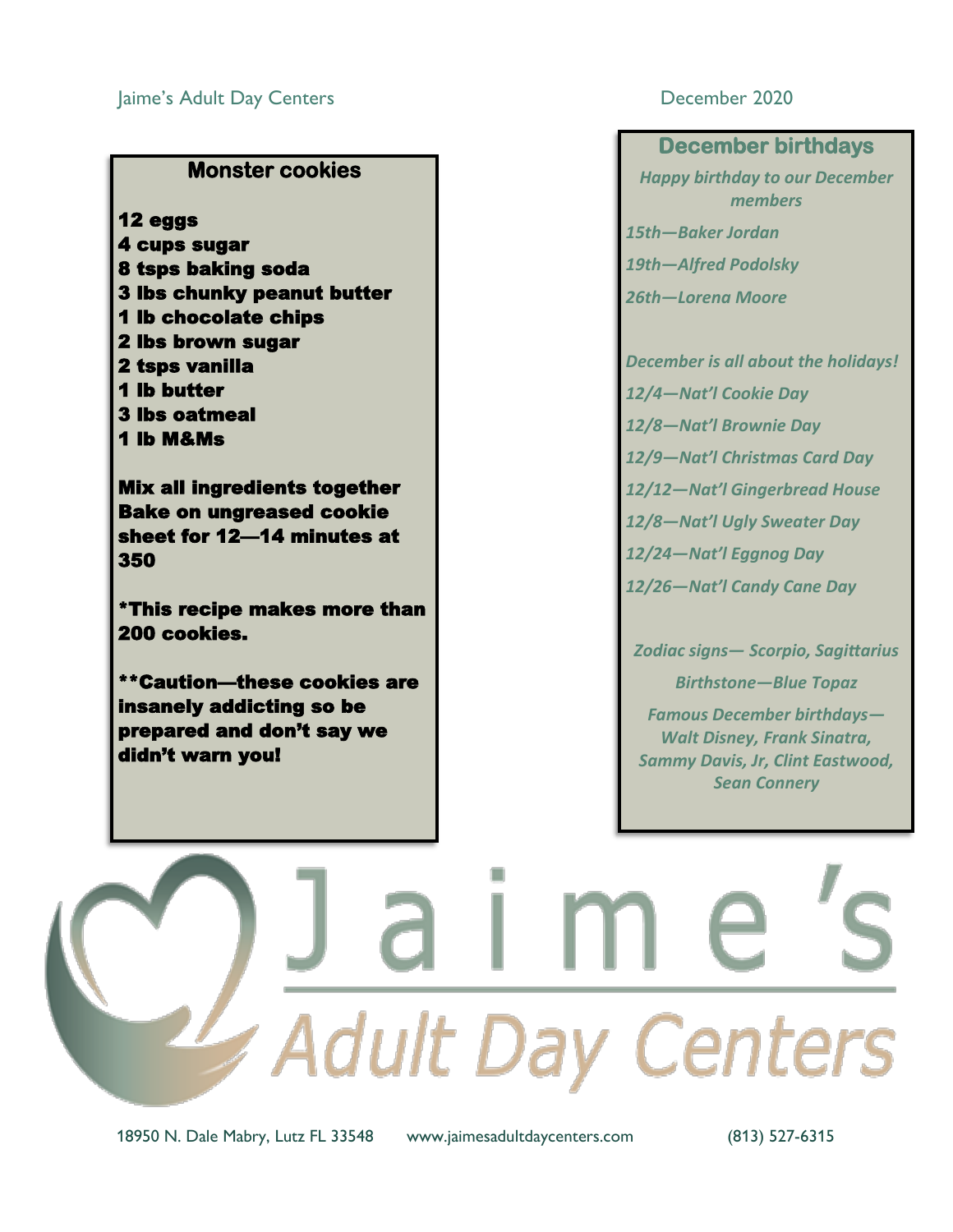## Monster cookies

**12 eggs**
**4 cups sugar**
**8 tsps baking soda**
**3 lbs chunky peanut butter**
**1 lb chocolate chips**
**2 lbs brown sugar**
**2 tsps vanilla**
**1 lb butter**
**3 lbs oatmeal**
**1 lb M&Ms**

**Mix all ingredients together**
**Bake on ungreased cookie sheet for 12—14 minutes at 350**

**\*This recipe makes more than 200 cookies.**

**\*\*Caution—these cookies are insanely addicting so be prepared and don't say we didn't warn you!**

## December birthdays

*Happy birthday to our December members*

*15th—Baker Jordan*

*19th—Alfred Podolsky*

*26th—Lorena Moore*

*December is all about the holidays!*

*12/4—Nat'l Cookie Day*

*12/8—Nat'l Brownie Day*

*12/9—Nat'l Christmas Card Day*

*12/12—Nat'l Gingerbread House*

*12/8—Nat'l Ugly Sweater Day*

*12/24—Nat'l Eggnog Day*

*12/26—Nat'l Candy Cane Day*

*Zodiac signs— Scorpio, Sagittarius*

*Birthstone—Blue Topaz*

*Famous December birthdays—Walt Disney, Frank Sinatra, Sammy Davis, Jr, Clint Eastwood, Sean Connery*

Jaime's Adult Day Centers

18950 N. Dale Mabry, Lutz FL 33548 www.jaimesadultdaycenters.com (813) 527-6315